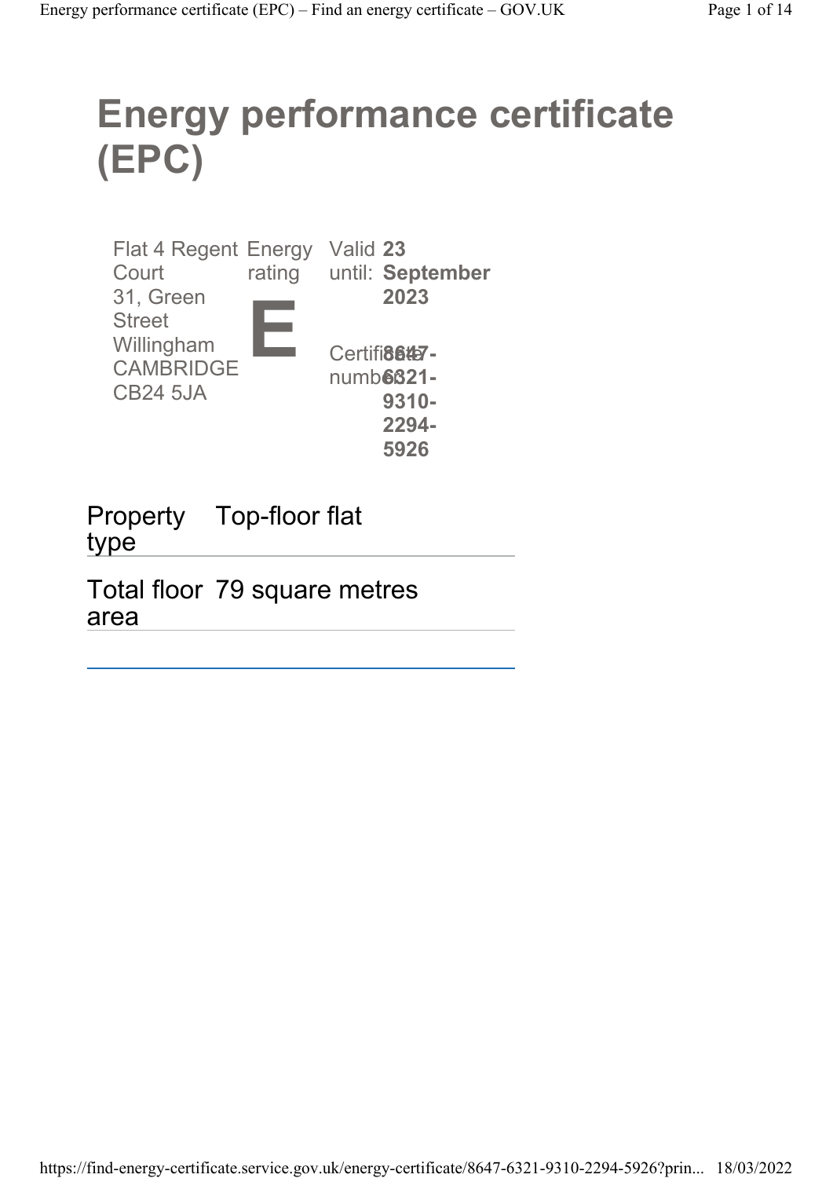# Energy performance certificate (EPC)

| | | |
|---|---|---|
| Flat 4 Regent Court<br>31, Green Street<br>Willingham<br>CAMBRIDGE<br>CB24 5JA | Energy rating<br>**E** | Valid until: **23 September 2023**<br><br>Certificate number: **8647-6321-9310-2294-5926** |

| | |
|---|---|
| Property type | Top-floor flat |
| Total floor area | 79 square metres |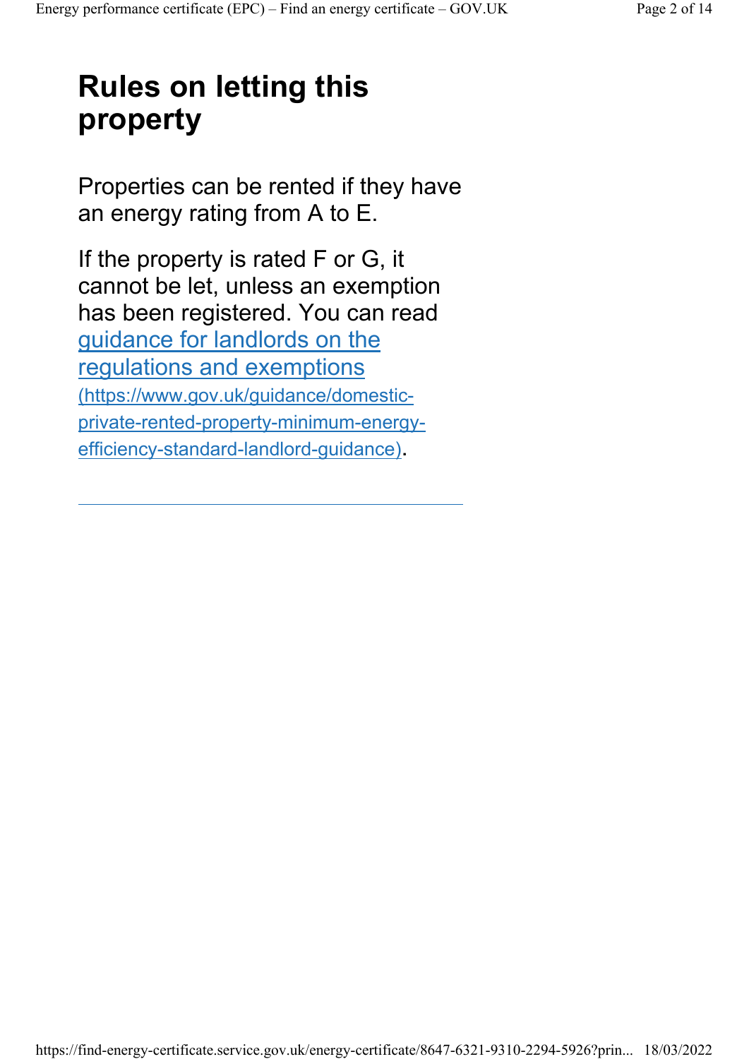# Rules on letting this property

Properties can be rented if they have an energy rating from A to E.

If the property is rated F or G, it cannot be let, unless an exemption has been registered. You can read [guidance for landlords on the regulations and exemptions](https://www.gov.uk/guidance/domestic-private-rented-property-minimum-energy-efficiency-standard-landlord-guidance) (https://www.gov.uk/guidance/domestic-private-rented-property-minimum-energy-efficiency-standard-landlord-guidance).

---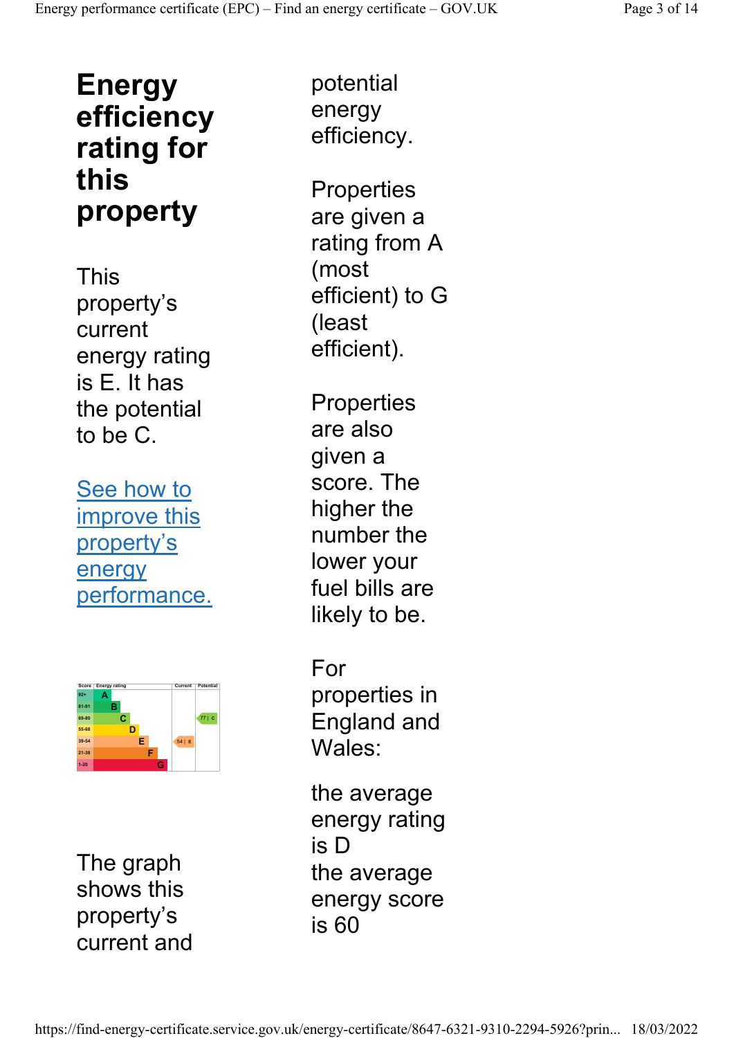# Energy efficiency rating for this property

This property's current energy rating is E. It has the potential to be C.

[See how to improve this property's energy performance.]

| Score | Energy rating | Current | Potential |
|---|---|---|---|
| 92+ | A | | |
| 81-91 | B | | |
| 69-80 | C | | 77 \| C |
| 55-68 | D | | |
| 39-54 | E | 54 \| E | |
| 21-38 | F | | |
| 1-20 | G | | |

The graph shows this property's current and potential energy efficiency.

Properties are given a rating from A (most efficient) to G (least efficient).

Properties are also given a score. The higher the number the lower your fuel bills are likely to be.

For properties in England and Wales:

the average energy rating is D
the average energy score is 60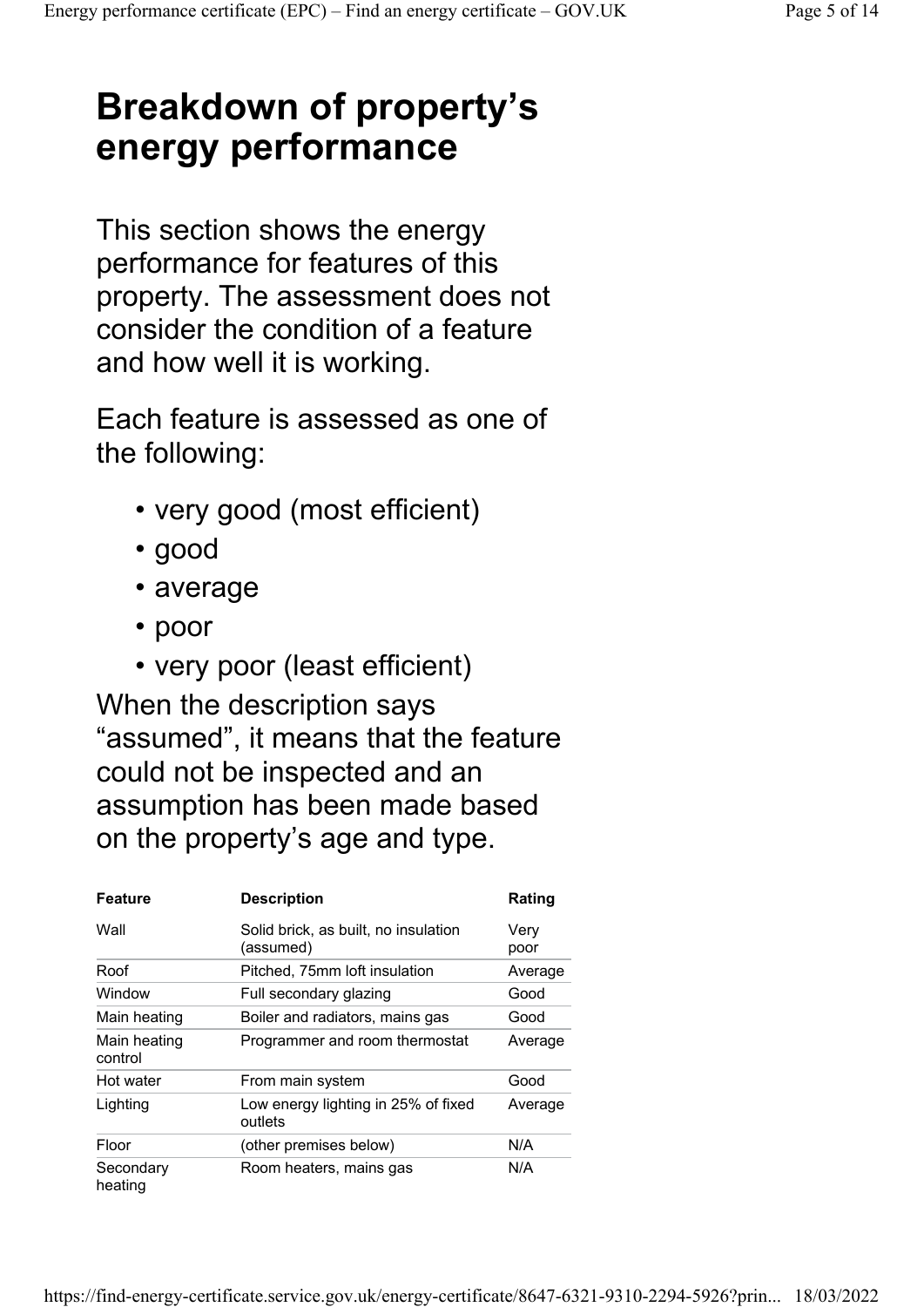# Breakdown of property's energy performance

This section shows the energy performance for features of this property. The assessment does not consider the condition of a feature and how well it is working.

Each feature is assessed as one of the following:

- very good (most efficient)
- good
- average
- poor
- very poor (least efficient)

When the description says "assumed", it means that the feature could not be inspected and an assumption has been made based on the property's age and type.

| Feature | Description | Rating |
|---|---|---|
| Wall | Solid brick, as built, no insulation (assumed) | Very poor |
| Roof | Pitched, 75mm loft insulation | Average |
| Window | Full secondary glazing | Good |
| Main heating | Boiler and radiators, mains gas | Good |
| Main heating control | Programmer and room thermostat | Average |
| Hot water | From main system | Good |
| Lighting | Low energy lighting in 25% of fixed outlets | Average |
| Floor | (other premises below) | N/A |
| Secondary heating | Room heaters, mains gas | N/A |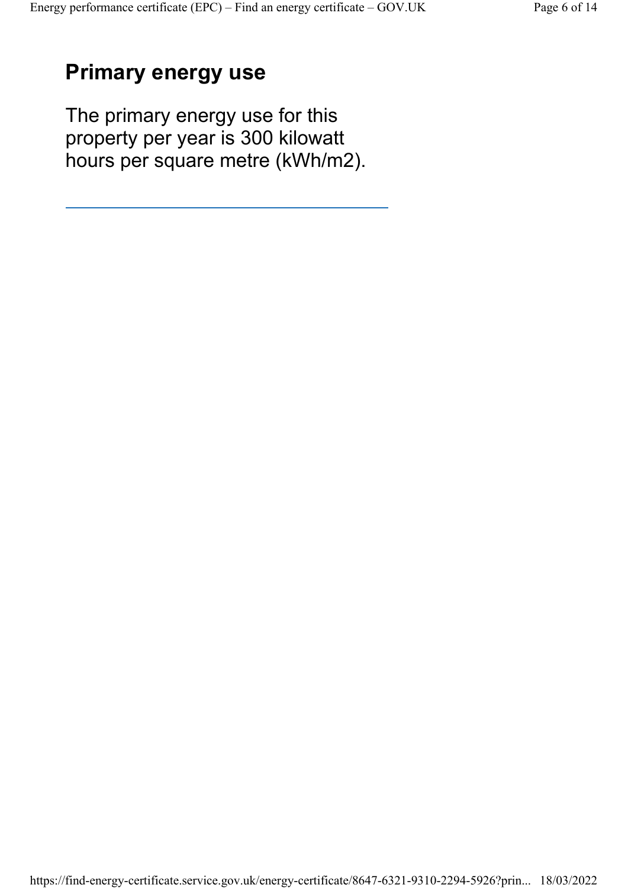## Primary energy use

The primary energy use for this property per year is 300 kilowatt hours per square metre (kWh/m2).

---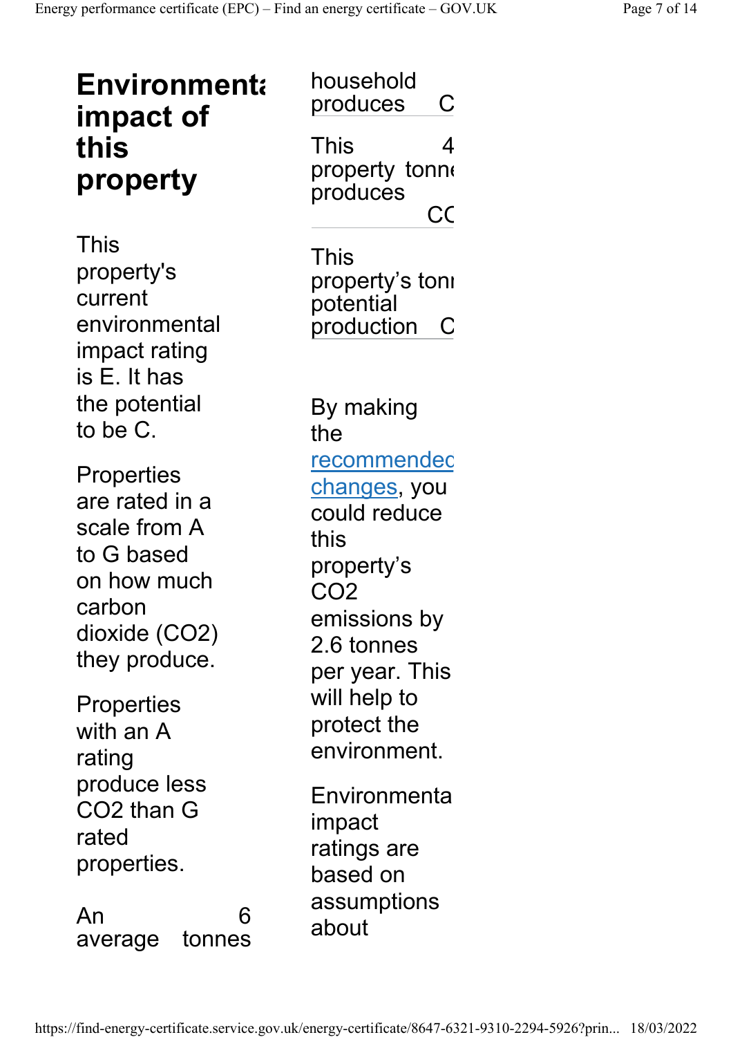## Environmenta impact of this property

This property's current environmental impact rating is E. It has the potential to be C.

Properties are rated in a scale from A to G based on how much carbon dioxide ($CO_2$) they produce.

Properties with an A rating produce less $CO_2$ than G rated properties.

| | |
|---|---|
| An average household produces | 6 tonnes C |
| This property produces | 4 tonne CC |
| This property's potential production | toni C |

By making the [recommended changes](), you could reduce this property's $CO_2$ emissions by 2.6 tonnes per year. This will help to protect the environment.

Environmenta impact ratings are based on assumptions about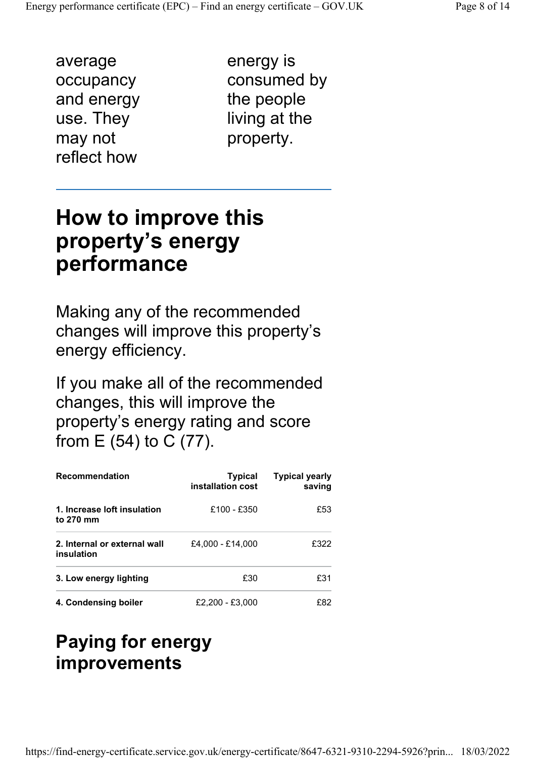average occupancy and energy use. They may not reflect how energy is consumed by the people living at the property.

---

## How to improve this property's energy performance

Making any of the recommended changes will improve this property's energy efficiency.

If you make all of the recommended changes, this will improve the property's energy rating and score from E (54) to C (77).

| Recommendation | Typical installation cost | Typical yearly saving |
|---|---:|---:|
| **1. Increase loft insulation to 270 mm** | £100 - £350 | £53 |
| **2. Internal or external wall insulation** | £4,000 - £14,000 | £322 |
| **3. Low energy lighting** | £30 | £31 |
| **4. Condensing boiler** | £2,200 - £3,000 | £82 |

## Paying for energy improvements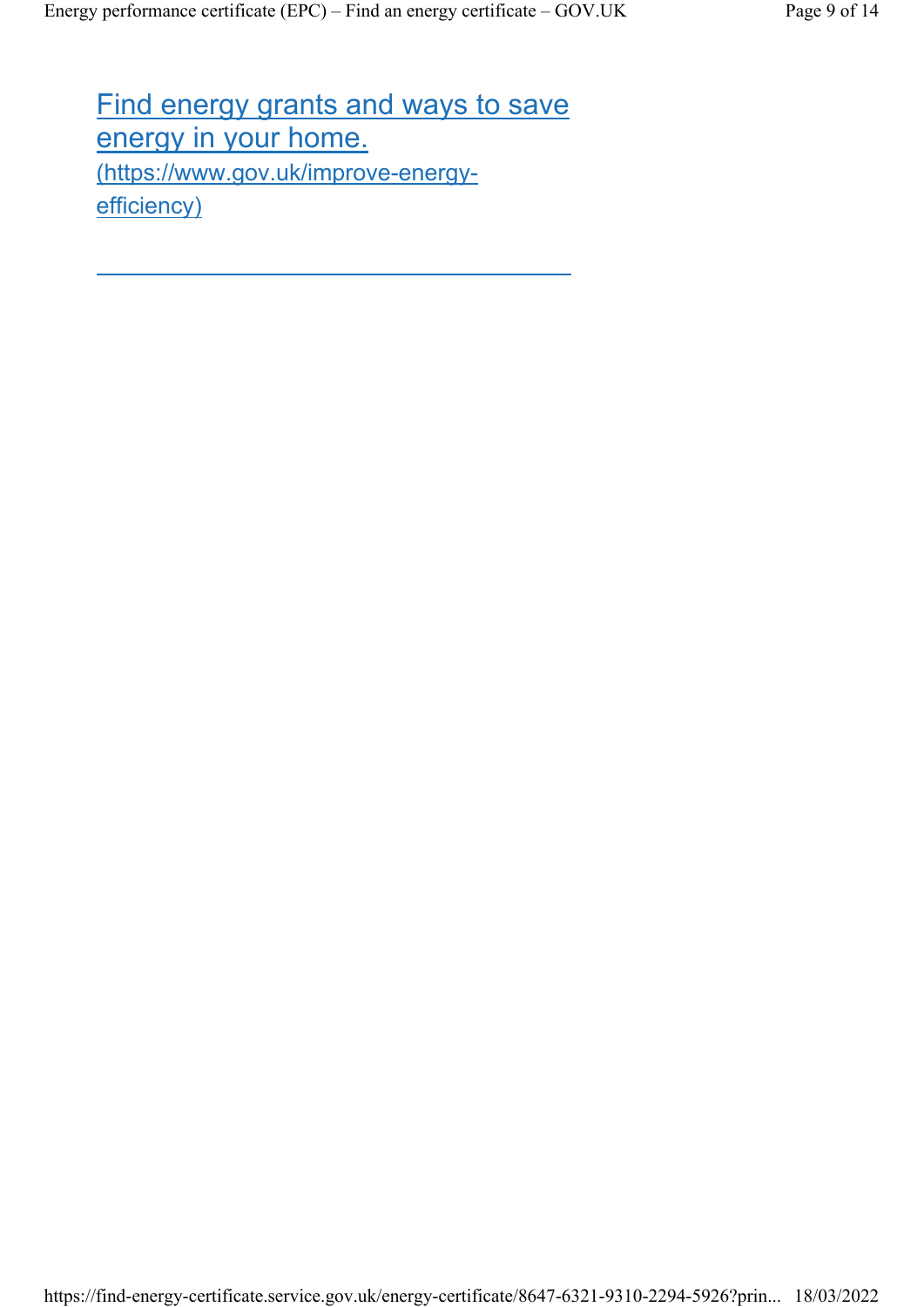[Find energy grants and ways to save energy in your home.](https://www.gov.uk/improve-energy-efficiency)
(https://www.gov.uk/improve-energy-efficiency)

---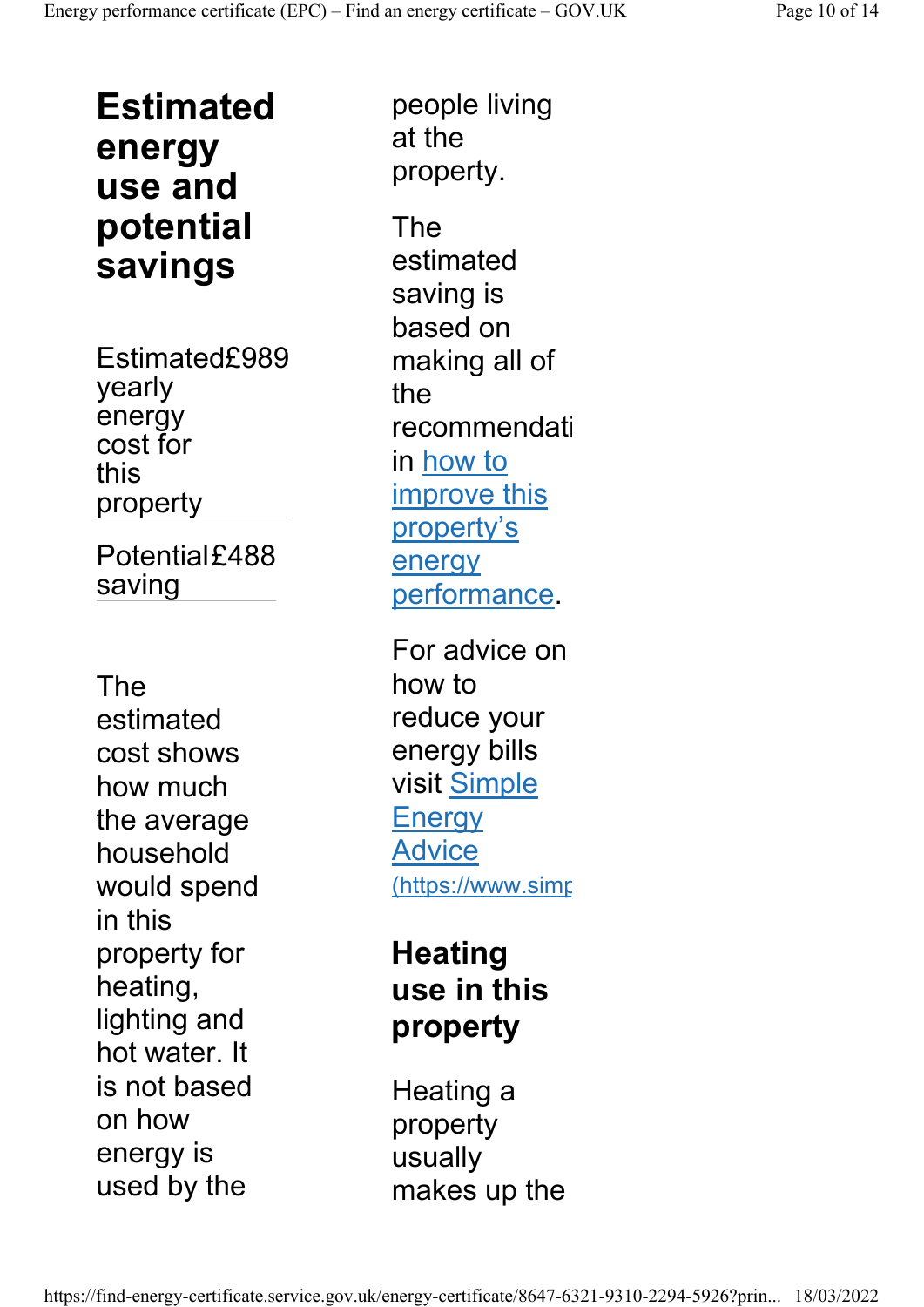## Estimated energy use and potential savings

| | |
|---|---|
| Estimated yearly energy cost for this property | £989 |
| Potential saving | £488 |

The estimated cost shows how much the average household would spend in this property for heating, lighting and hot water. It is not based on how energy is used by the people living at the property.

The estimated saving is based on making all of the recommendati in how to improve this property's energy performance.

For advice on how to reduce your energy bills visit Simple Energy Advice (https://www.simp

### Heating use in this property

Heating a property usually makes up the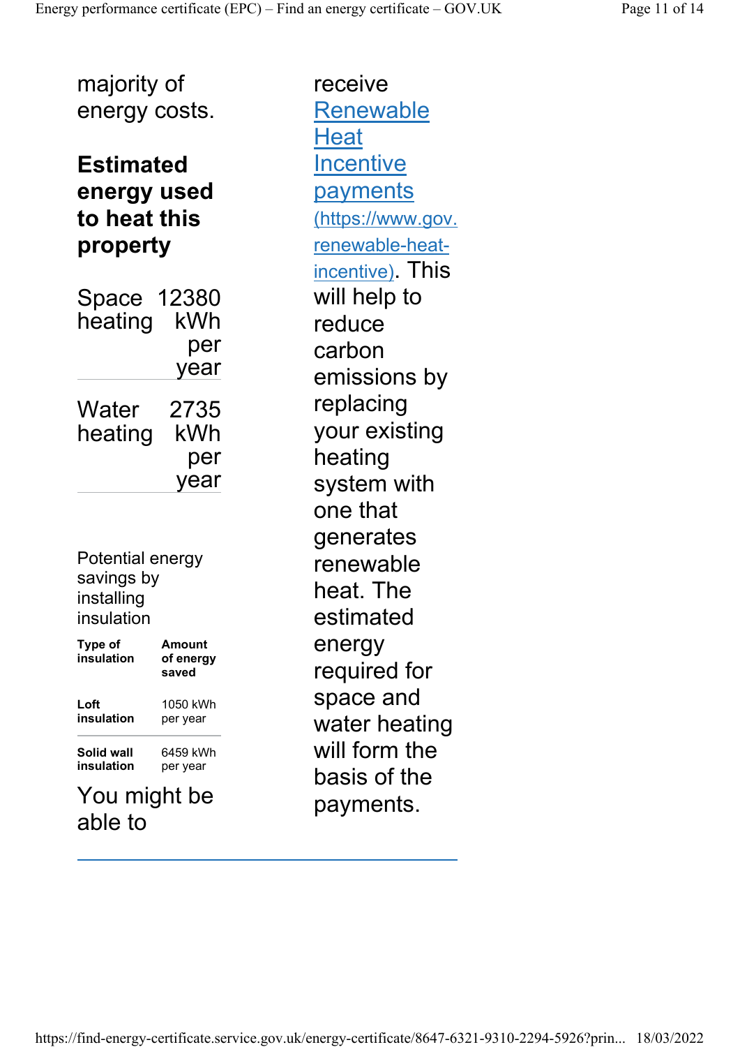majority of energy costs.

## Estimated energy used to heat this property

| | |
|---|---|
| Space heating | 12380 kWh per year |
| Water heating | 2735 kWh per year |

Potential energy savings by installing insulation

| Type of insulation | Amount of energy saved |
|---|---|
| **Loft insulation** | 1050 kWh per year |
| **Solid wall insulation** | 6459 kWh per year |

You might be able to receive [Renewable Heat Incentive payments (https://www.gov.renewable-heat-incentive)](https://www.gov.uk/renewable-heat-incentive). This will help to reduce carbon emissions by replacing your existing heating system with one that generates renewable heat. The estimated energy required for space and water heating will form the basis of the payments.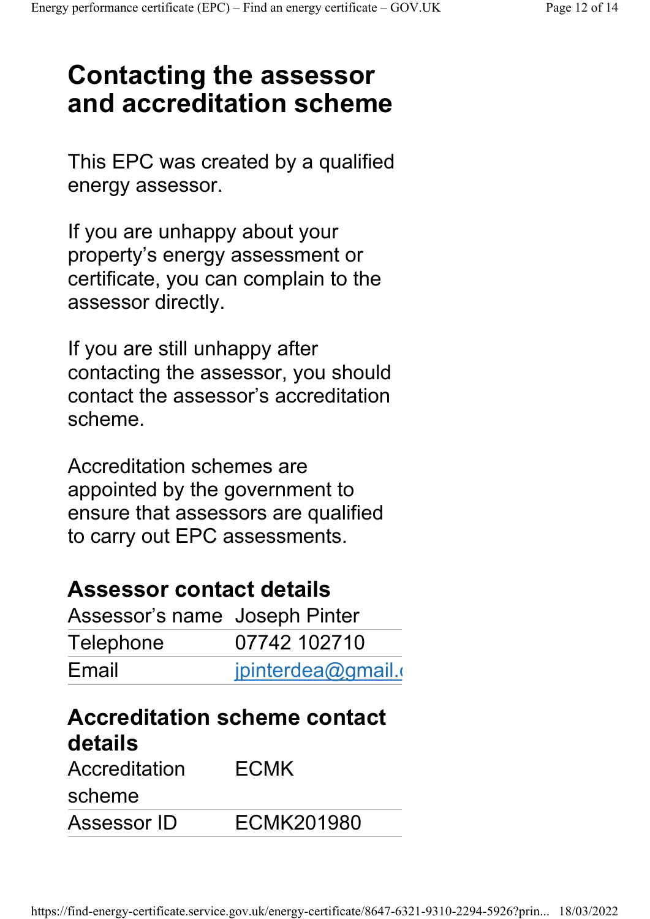# Contacting the assessor and accreditation scheme

This EPC was created by a qualified energy assessor.

If you are unhappy about your property's energy assessment or certificate, you can complain to the assessor directly.

If you are still unhappy after contacting the assessor, you should contact the assessor's accreditation scheme.

Accreditation schemes are appointed by the government to ensure that assessors are qualified to carry out EPC assessments.

## Assessor contact details

| | |
|---|---|
| Assessor's name | Joseph Pinter |
| Telephone | 07742 102710 |
| Email | jpinterdea@gmail.c |

## Accreditation scheme contact details

| | |
|---|---|
| Accreditation scheme | ECMK |
| Assessor ID | ECMK201980 |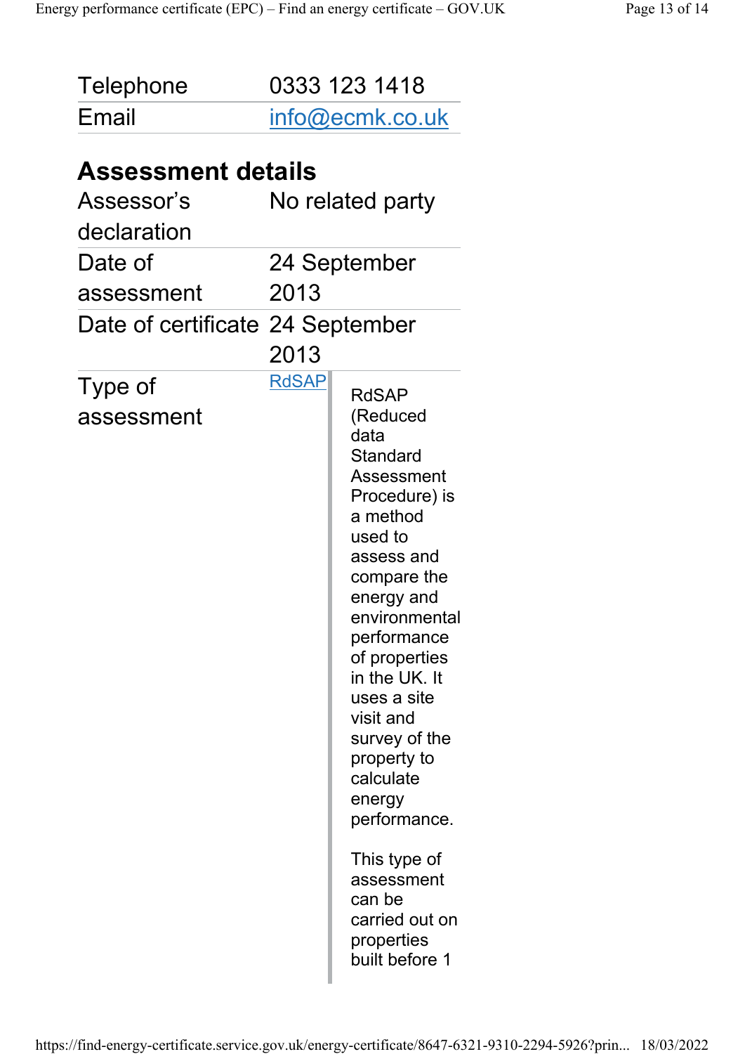| | |
|---|---|
| Telephone | 0333 123 1418 |
| Email | info@ecmk.co.uk |

## Assessment details

| | |
|---|---|
| Assessor's declaration | No related party |
| Date of assessment | 24 September 2013 |
| Date of certificate | 24 September 2013 |
| Type of assessment | RdSAP |

RdSAP (Reduced data Standard Assessment Procedure) is a method used to assess and compare the energy and environmental performance of properties in the UK. It uses a site visit and survey of the property to calculate energy performance.

This type of assessment can be carried out on properties built before 1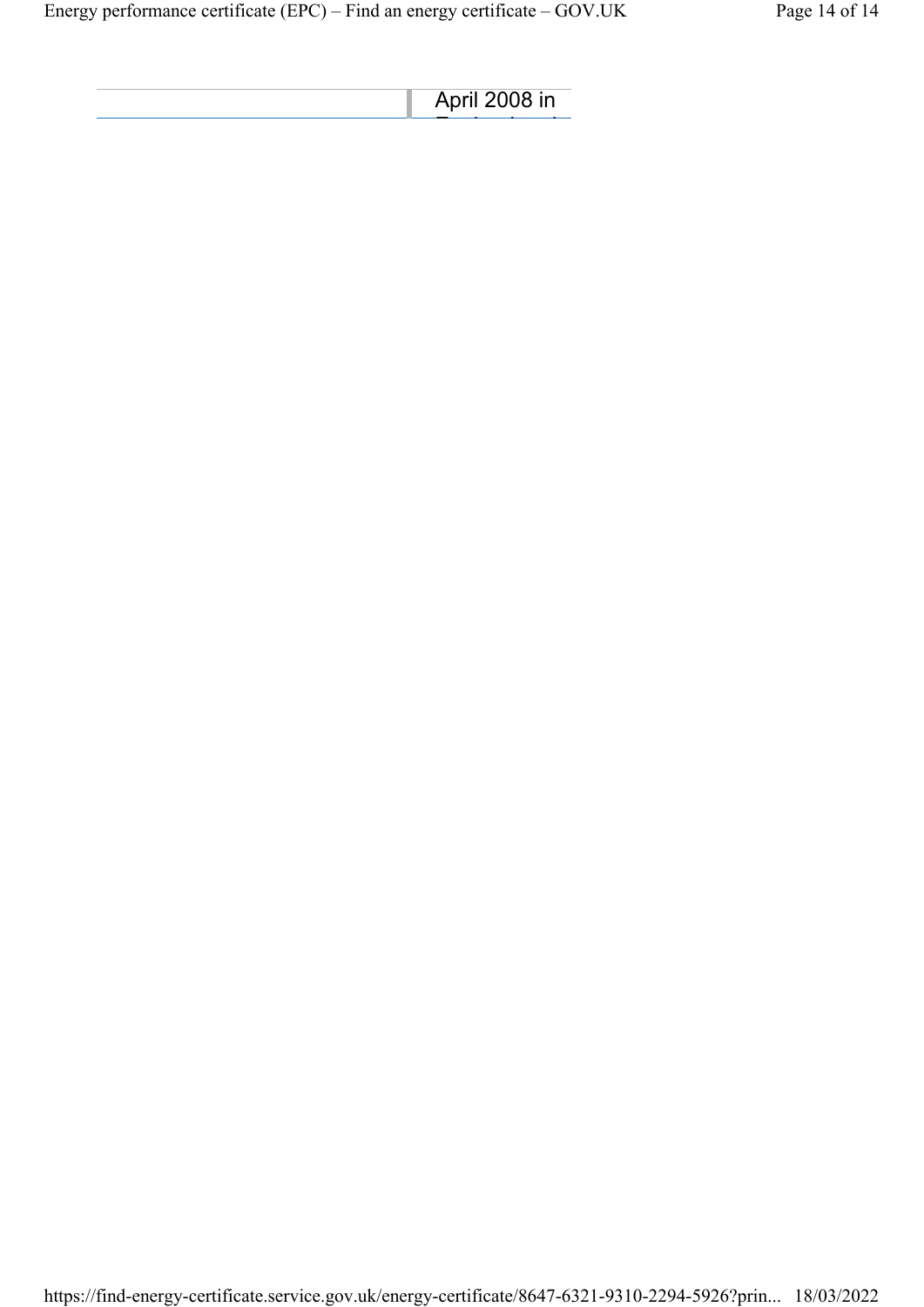| | |
|---|---|
| | April 2008 in |